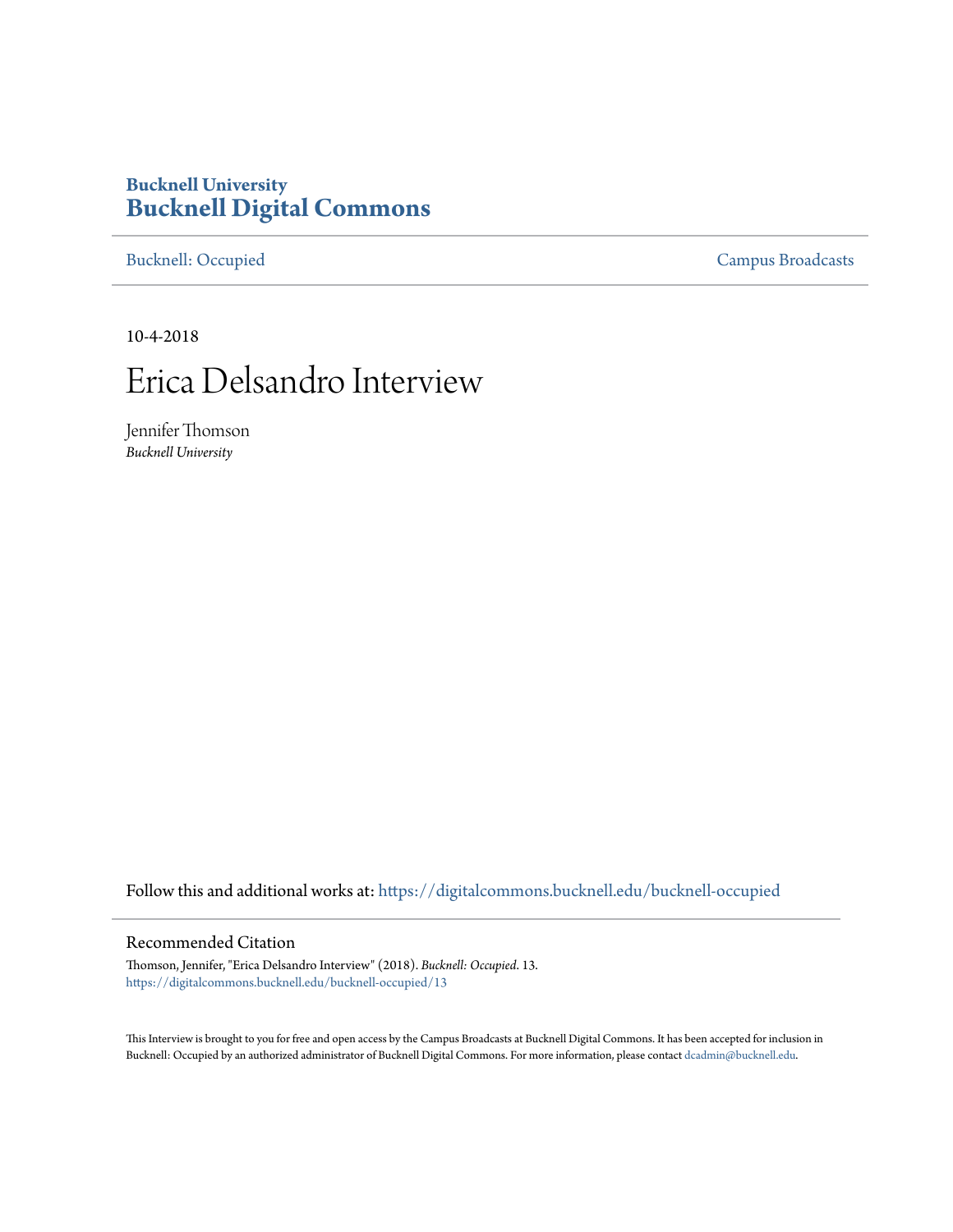**Bucknell University**
# Bucknell Digital Commons

Bucknell: Occupied | Campus Broadcasts

10-4-2018

# Erica Delsandro Interview

Jennifer Thomson
*Bucknell University*

Follow this and additional works at: https://digitalcommons.bucknell.edu/bucknell-occupied

## Recommended Citation

Thomson, Jennifer, "Erica Delsandro Interview" (2018). *Bucknell: Occupied*. 13.
https://digitalcommons.bucknell.edu/bucknell-occupied/13

This Interview is brought to you for free and open access by the Campus Broadcasts at Bucknell Digital Commons. It has been accepted for inclusion in Bucknell: Occupied by an authorized administrator of Bucknell Digital Commons. For more information, please contact dcadmin@bucknell.edu.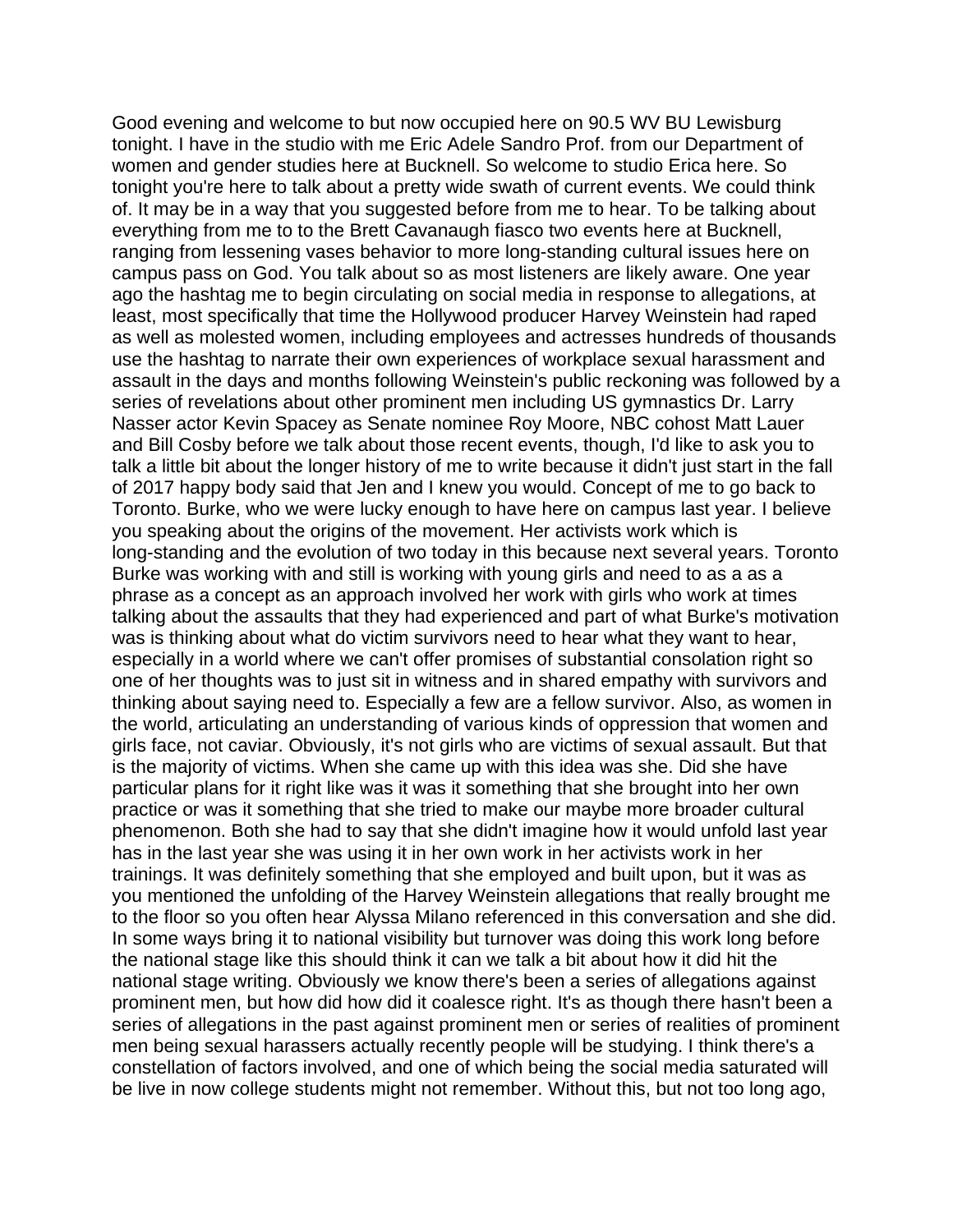Good evening and welcome to but now occupied here on 90.5 WV BU Lewisburg tonight. I have in the studio with me Eric Adele Sandro Prof. from our Department of women and gender studies here at Bucknell. So welcome to studio Erica here. So tonight you're here to talk about a pretty wide swath of current events. We could think of. It may be in a way that you suggested before from me to hear. To be talking about everything from me to to the Brett Cavanaugh fiasco two events here at Bucknell, ranging from lessening vases behavior to more long-standing cultural issues here on campus pass on God. You talk about so as most listeners are likely aware. One year ago the hashtag me to begin circulating on social media in response to allegations, at least, most specifically that time the Hollywood producer Harvey Weinstein had raped as well as molested women, including employees and actresses hundreds of thousands use the hashtag to narrate their own experiences of workplace sexual harassment and assault in the days and months following Weinstein's public reckoning was followed by a series of revelations about other prominent men including US gymnastics Dr. Larry Nasser actor Kevin Spacey as Senate nominee Roy Moore, NBC cohost Matt Lauer and Bill Cosby before we talk about those recent events, though, I'd like to ask you to talk a little bit about the longer history of me to write because it didn't just start in the fall of 2017 happy body said that Jen and I knew you would. Concept of me to go back to Toronto. Burke, who we were lucky enough to have here on campus last year. I believe you speaking about the origins of the movement. Her activists work which is long-standing and the evolution of two today in this because next several years. Toronto Burke was working with and still is working with young girls and need to as a as a phrase as a concept as an approach involved her work with girls who work at times talking about the assaults that they had experienced and part of what Burke's motivation was is thinking about what do victim survivors need to hear what they want to hear, especially in a world where we can't offer promises of substantial consolation right so one of her thoughts was to just sit in witness and in shared empathy with survivors and thinking about saying need to. Especially a few are a fellow survivor. Also, as women in the world, articulating an understanding of various kinds of oppression that women and girls face, not caviar. Obviously, it's not girls who are victims of sexual assault. But that is the majority of victims. When she came up with this idea was she. Did she have particular plans for it right like was it was it something that she brought into her own practice or was it something that she tried to make our maybe more broader cultural phenomenon. Both she had to say that she didn't imagine how it would unfold last year has in the last year she was using it in her own work in her activists work in her trainings. It was definitely something that she employed and built upon, but it was as you mentioned the unfolding of the Harvey Weinstein allegations that really brought me to the floor so you often hear Alyssa Milano referenced in this conversation and she did. In some ways bring it to national visibility but turnover was doing this work long before the national stage like this should think it can we talk a bit about how it did hit the national stage writing. Obviously we know there's been a series of allegations against prominent men, but how did how did it coalesce right. It's as though there hasn't been a series of allegations in the past against prominent men or series of realities of prominent men being sexual harassers actually recently people will be studying. I think there's a constellation of factors involved, and one of which being the social media saturated will be live in now college students might not remember. Without this, but not too long ago,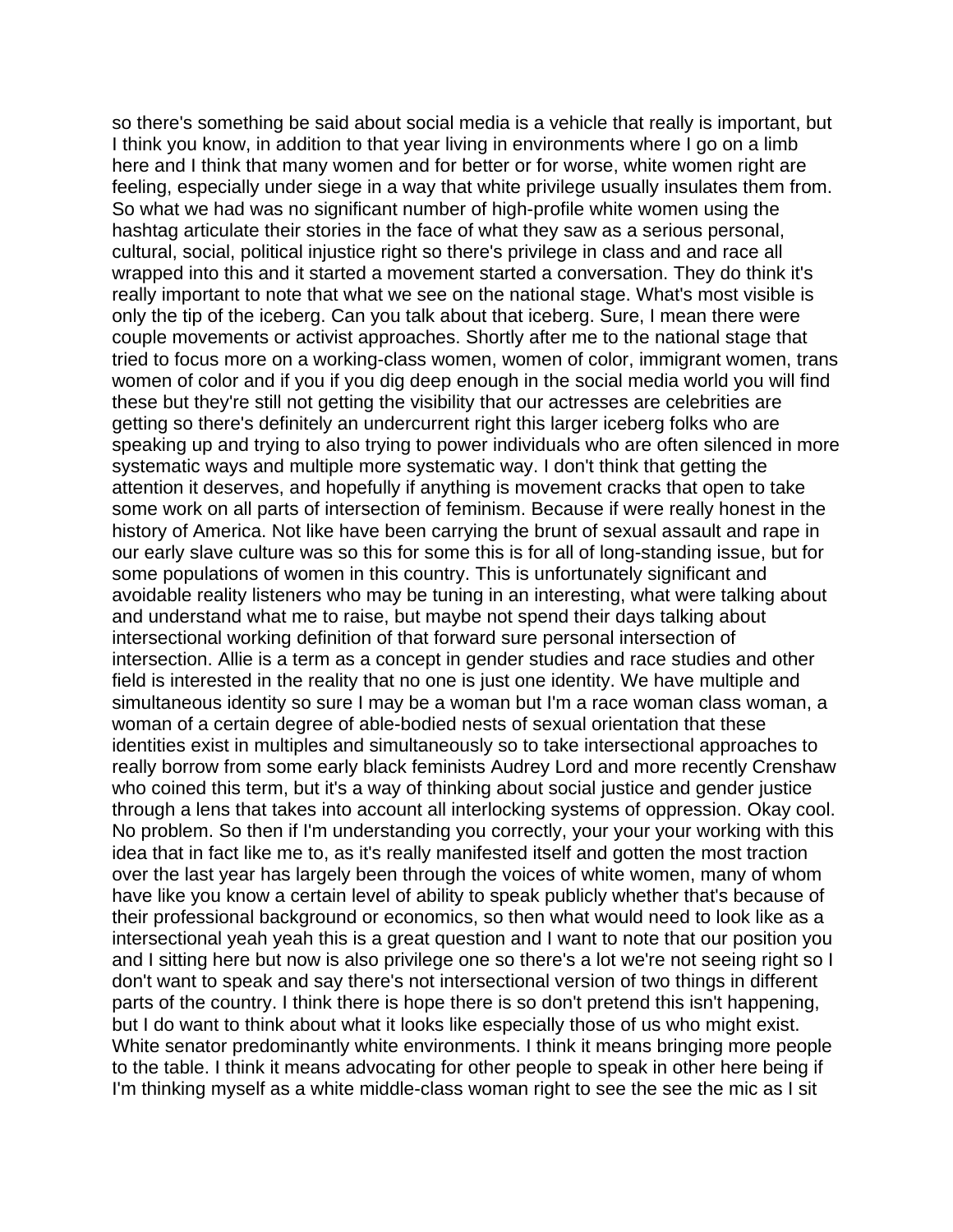so there's something be said about social media is a vehicle that really is important, but I think you know, in addition to that year living in environments where I go on a limb here and I think that many women and for better or for worse, white women right are feeling, especially under siege in a way that white privilege usually insulates them from. So what we had was no significant number of high-profile white women using the hashtag articulate their stories in the face of what they saw as a serious personal, cultural, social, political injustice right so there's privilege in class and and race all wrapped into this and it started a movement started a conversation. They do think it's really important to note that what we see on the national stage. What's most visible is only the tip of the iceberg. Can you talk about that iceberg. Sure, I mean there were couple movements or activist approaches. Shortly after me to the national stage that tried to focus more on a working-class women, women of color, immigrant women, trans women of color and if you if you dig deep enough in the social media world you will find these but they're still not getting the visibility that our actresses are celebrities are getting so there's definitely an undercurrent right this larger iceberg folks who are speaking up and trying to also trying to power individuals who are often silenced in more systematic ways and multiple more systematic way. I don't think that getting the attention it deserves, and hopefully if anything is movement cracks that open to take some work on all parts of intersection of feminism. Because if were really honest in the history of America. Not like have been carrying the brunt of sexual assault and rape in our early slave culture was so this for some this is for all of long-standing issue, but for some populations of women in this country. This is unfortunately significant and avoidable reality listeners who may be tuning in an interesting, what were talking about and understand what me to raise, but maybe not spend their days talking about intersectional working definition of that forward sure personal intersection of intersection. Allie is a term as a concept in gender studies and race studies and other field is interested in the reality that no one is just one identity. We have multiple and simultaneous identity so sure I may be a woman but I'm a race woman class woman, a woman of a certain degree of able-bodied nests of sexual orientation that these identities exist in multiples and simultaneously so to take intersectional approaches to really borrow from some early black feminists Audrey Lord and more recently Crenshaw who coined this term, but it's a way of thinking about social justice and gender justice through a lens that takes into account all interlocking systems of oppression. Okay cool. No problem. So then if I'm understanding you correctly, your your your working with this idea that in fact like me to, as it's really manifested itself and gotten the most traction over the last year has largely been through the voices of white women, many of whom have like you know a certain level of ability to speak publicly whether that's because of their professional background or economics, so then what would need to look like as a intersectional yeah yeah this is a great question and I want to note that our position you and I sitting here but now is also privilege one so there's a lot we're not seeing right so I don't want to speak and say there's not intersectional version of two things in different parts of the country. I think there is hope there is so don't pretend this isn't happening, but I do want to think about what it looks like especially those of us who might exist. White senator predominantly white environments. I think it means bringing more people to the table. I think it means advocating for other people to speak in other here being if I'm thinking myself as a white middle-class woman right to see the see the mic as I sit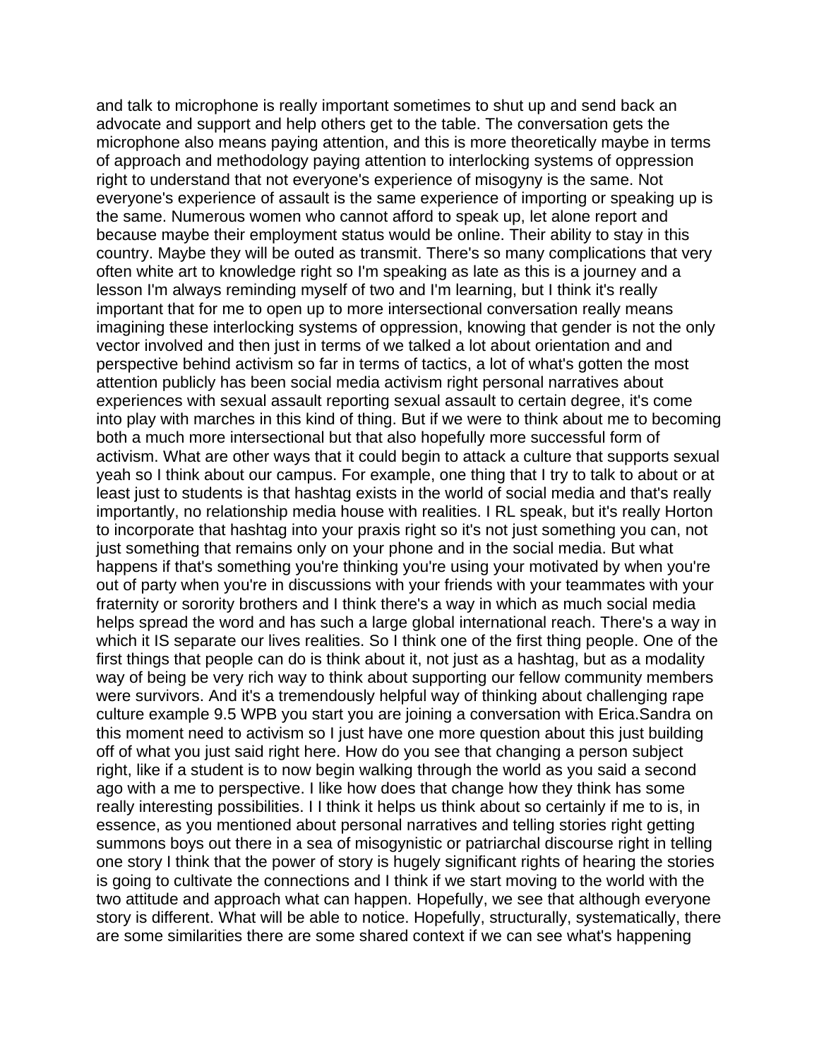and talk to microphone is really important sometimes to shut up and send back an advocate and support and help others get to the table. The conversation gets the microphone also means paying attention, and this is more theoretically maybe in terms of approach and methodology paying attention to interlocking systems of oppression right to understand that not everyone's experience of misogyny is the same. Not everyone's experience of assault is the same experience of importing or speaking up is the same. Numerous women who cannot afford to speak up, let alone report and because maybe their employment status would be online. Their ability to stay in this country. Maybe they will be outed as transmit. There's so many complications that very often white art to knowledge right so I'm speaking as late as this is a journey and a lesson I'm always reminding myself of two and I'm learning, but I think it's really important that for me to open up to more intersectional conversation really means imagining these interlocking systems of oppression, knowing that gender is not the only vector involved and then just in terms of we talked a lot about orientation and and perspective behind activism so far in terms of tactics, a lot of what's gotten the most attention publicly has been social media activism right personal narratives about experiences with sexual assault reporting sexual assault to certain degree, it's come into play with marches in this kind of thing. But if we were to think about me to becoming both a much more intersectional but that also hopefully more successful form of activism. What are other ways that it could begin to attack a culture that supports sexual yeah so I think about our campus. For example, one thing that I try to talk to about or at least just to students is that hashtag exists in the world of social media and that's really importantly, no relationship media house with realities. I RL speak, but it's really Horton to incorporate that hashtag into your praxis right so it's not just something you can, not just something that remains only on your phone and in the social media. But what happens if that's something you're thinking you're using your motivated by when you're out of party when you're in discussions with your friends with your teammates with your fraternity or sorority brothers and I think there's a way in which as much social media helps spread the word and has such a large global international reach. There's a way in which it IS separate our lives realities. So I think one of the first thing people. One of the first things that people can do is think about it, not just as a hashtag, but as a modality way of being be very rich way to think about supporting our fellow community members were survivors. And it's a tremendously helpful way of thinking about challenging rape culture example 9.5 WPB you start you are joining a conversation with Erica.Sandra on this moment need to activism so I just have one more question about this just building off of what you just said right here. How do you see that changing a person subject right, like if a student is to now begin walking through the world as you said a second ago with a me to perspective. I like how does that change how they think has some really interesting possibilities. I I think it helps us think about so certainly if me to is, in essence, as you mentioned about personal narratives and telling stories right getting summons boys out there in a sea of misogynistic or patriarchal discourse right in telling one story I think that the power of story is hugely significant rights of hearing the stories is going to cultivate the connections and I think if we start moving to the world with the two attitude and approach what can happen. Hopefully, we see that although everyone story is different. What will be able to notice. Hopefully, structurally, systematically, there are some similarities there are some shared context if we can see what's happening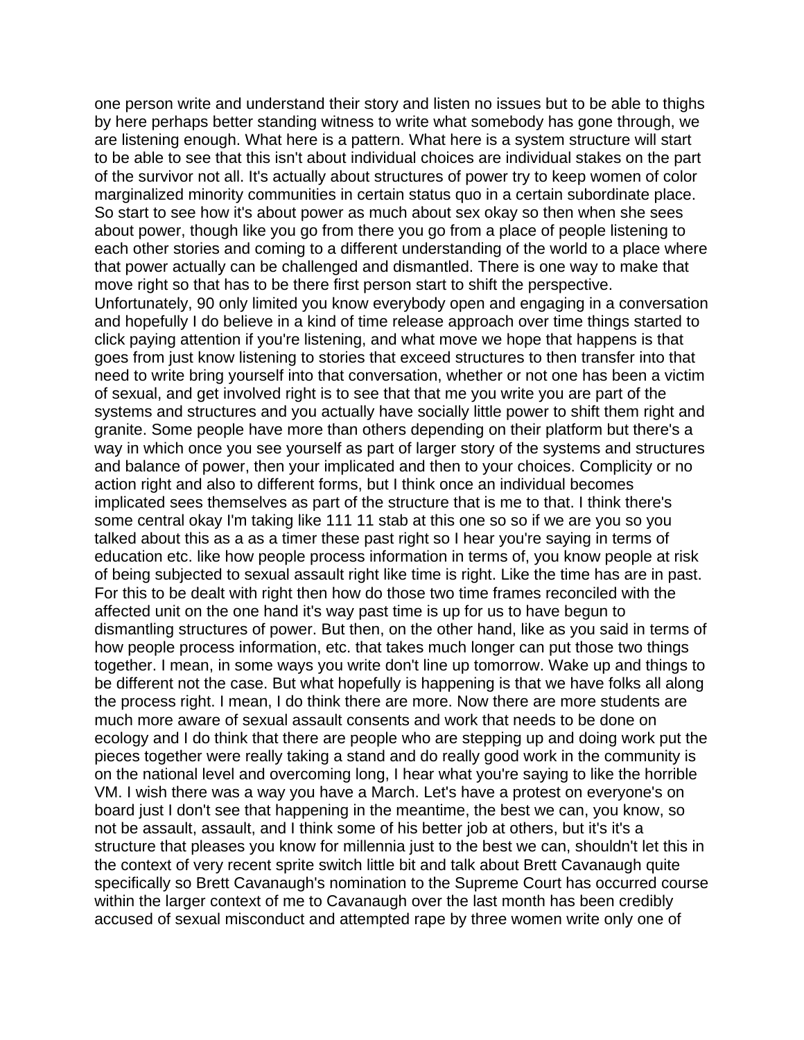one person write and understand their story and listen no issues but to be able to thighs by here perhaps better standing witness to write what somebody has gone through, we are listening enough. What here is a pattern. What here is a system structure will start to be able to see that this isn't about individual choices are individual stakes on the part of the survivor not all. It's actually about structures of power try to keep women of color marginalized minority communities in certain status quo in a certain subordinate place. So start to see how it's about power as much about sex okay so then when she sees about power, though like you go from there you go from a place of people listening to each other stories and coming to a different understanding of the world to a place where that power actually can be challenged and dismantled. There is one way to make that move right so that has to be there first person start to shift the perspective. Unfortunately, 90 only limited you know everybody open and engaging in a conversation and hopefully I do believe in a kind of time release approach over time things started to click paying attention if you're listening, and what move we hope that happens is that goes from just know listening to stories that exceed structures to then transfer into that need to write bring yourself into that conversation, whether or not one has been a victim of sexual, and get involved right is to see that that me you write you are part of the systems and structures and you actually have socially little power to shift them right and granite. Some people have more than others depending on their platform but there's a way in which once you see yourself as part of larger story of the systems and structures and balance of power, then your implicated and then to your choices. Complicity or no action right and also to different forms, but I think once an individual becomes implicated sees themselves as part of the structure that is me to that. I think there's some central okay I'm taking like 111 11 stab at this one so so if we are you so you talked about this as a as a timer these past right so I hear you're saying in terms of education etc. like how people process information in terms of, you know people at risk of being subjected to sexual assault right like time is right. Like the time has are in past. For this to be dealt with right then how do those two time frames reconciled with the affected unit on the one hand it's way past time is up for us to have begun to dismantling structures of power. But then, on the other hand, like as you said in terms of how people process information, etc. that takes much longer can put those two things together. I mean, in some ways you write don't line up tomorrow. Wake up and things to be different not the case. But what hopefully is happening is that we have folks all along the process right. I mean, I do think there are more. Now there are more students are much more aware of sexual assault consents and work that needs to be done on ecology and I do think that there are people who are stepping up and doing work put the pieces together were really taking a stand and do really good work in the community is on the national level and overcoming long, I hear what you're saying to like the horrible VM. I wish there was a way you have a March. Let's have a protest on everyone's on board just I don't see that happening in the meantime, the best we can, you know, so not be assault, assault, and I think some of his better job at others, but it's it's a structure that pleases you know for millennia just to the best we can, shouldn't let this in the context of very recent sprite switch little bit and talk about Brett Cavanaugh quite specifically so Brett Cavanaugh's nomination to the Supreme Court has occurred course within the larger context of me to Cavanaugh over the last month has been credibly accused of sexual misconduct and attempted rape by three women write only one of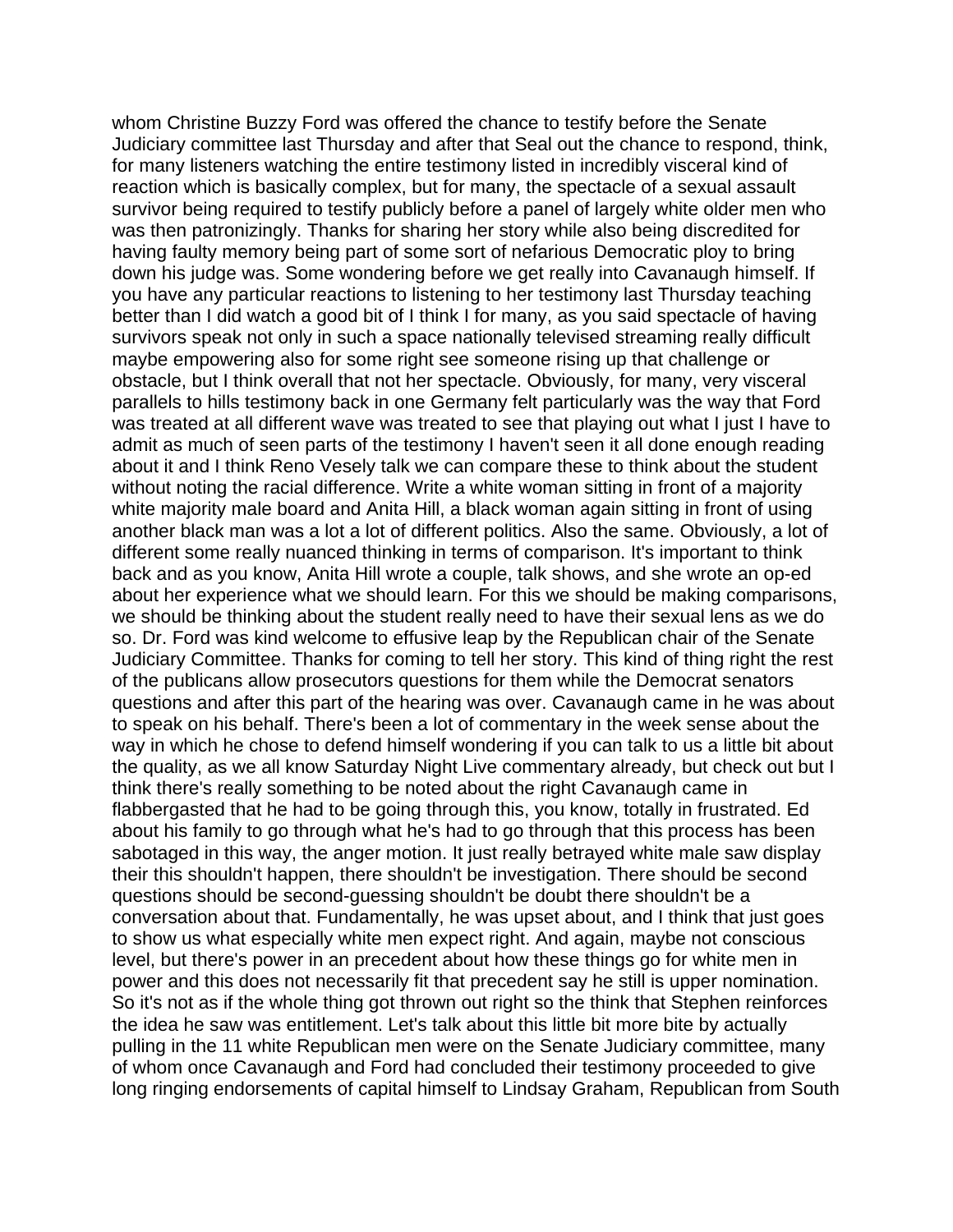whom Christine Buzzy Ford was offered the chance to testify before the Senate Judiciary committee last Thursday and after that Seal out the chance to respond, think, for many listeners watching the entire testimony listed in incredibly visceral kind of reaction which is basically complex, but for many, the spectacle of a sexual assault survivor being required to testify publicly before a panel of largely white older men who was then patronizingly. Thanks for sharing her story while also being discredited for having faulty memory being part of some sort of nefarious Democratic ploy to bring down his judge was. Some wondering before we get really into Cavanaugh himself. If you have any particular reactions to listening to her testimony last Thursday teaching better than I did watch a good bit of I think I for many, as you said spectacle of having survivors speak not only in such a space nationally televised streaming really difficult maybe empowering also for some right see someone rising up that challenge or obstacle, but I think overall that not her spectacle. Obviously, for many, very visceral parallels to hills testimony back in one Germany felt particularly was the way that Ford was treated at all different wave was treated to see that playing out what I just I have to admit as much of seen parts of the testimony I haven't seen it all done enough reading about it and I think Reno Vesely talk we can compare these to think about the student without noting the racial difference. Write a white woman sitting in front of a majority white majority male board and Anita Hill, a black woman again sitting in front of using another black man was a lot a lot of different politics. Also the same. Obviously, a lot of different some really nuanced thinking in terms of comparison. It's important to think back and as you know, Anita Hill wrote a couple, talk shows, and she wrote an op-ed about her experience what we should learn. For this we should be making comparisons, we should be thinking about the student really need to have their sexual lens as we do so. Dr. Ford was kind welcome to effusive leap by the Republican chair of the Senate Judiciary Committee. Thanks for coming to tell her story. This kind of thing right the rest of the publicans allow prosecutors questions for them while the Democrat senators questions and after this part of the hearing was over. Cavanaugh came in he was about to speak on his behalf. There's been a lot of commentary in the week sense about the way in which he chose to defend himself wondering if you can talk to us a little bit about the quality, as we all know Saturday Night Live commentary already, but check out but I think there's really something to be noted about the right Cavanaugh came in flabbergasted that he had to be going through this, you know, totally in frustrated. Ed about his family to go through what he's had to go through that this process has been sabotaged in this way, the anger motion. It just really betrayed white male saw display their this shouldn't happen, there shouldn't be investigation. There should be second questions should be second-guessing shouldn't be doubt there shouldn't be a conversation about that. Fundamentally, he was upset about, and I think that just goes to show us what especially white men expect right. And again, maybe not conscious level, but there's power in an precedent about how these things go for white men in power and this does not necessarily fit that precedent say he still is upper nomination. So it's not as if the whole thing got thrown out right so the think that Stephen reinforces the idea he saw was entitlement. Let's talk about this little bit more bite by actually pulling in the 11 white Republican men were on the Senate Judiciary committee, many of whom once Cavanaugh and Ford had concluded their testimony proceeded to give long ringing endorsements of capital himself to Lindsay Graham, Republican from South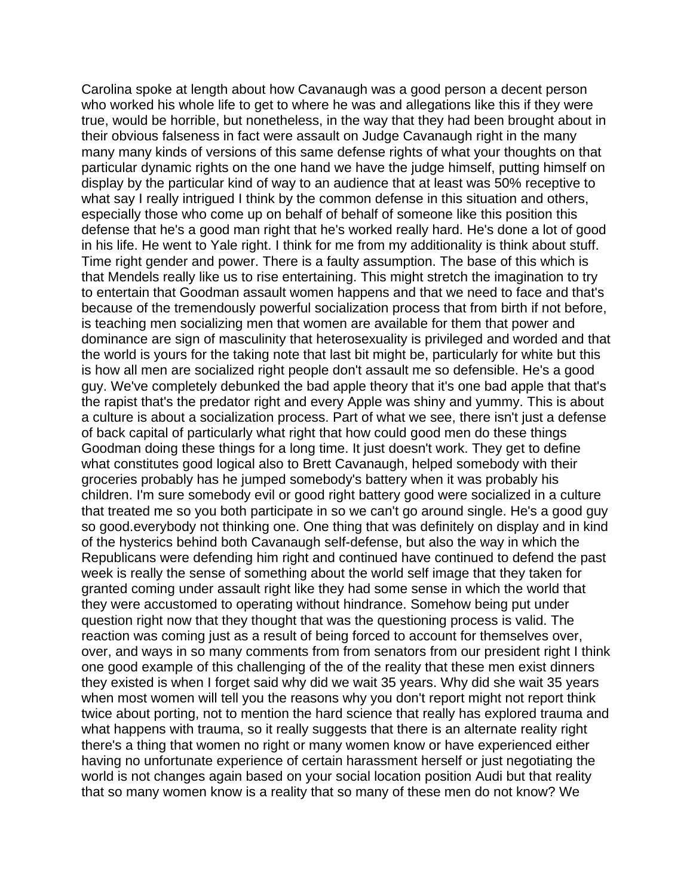Carolina spoke at length about how Cavanaugh was a good person a decent person who worked his whole life to get to where he was and allegations like this if they were true, would be horrible, but nonetheless, in the way that they had been brought about in their obvious falseness in fact were assault on Judge Cavanaugh right in the many many many kinds of versions of this same defense rights of what your thoughts on that particular dynamic rights on the one hand we have the judge himself, putting himself on display by the particular kind of way to an audience that at least was 50% receptive to what say I really intrigued I think by the common defense in this situation and others, especially those who come up on behalf of behalf of someone like this position this defense that he's a good man right that he's worked really hard. He's done a lot of good in his life. He went to Yale right. I think for me from my additionality is think about stuff. Time right gender and power. There is a faulty assumption. The base of this which is that Mendels really like us to rise entertaining. This might stretch the imagination to try to entertain that Goodman assault women happens and that we need to face and that's because of the tremendously powerful socialization process that from birth if not before, is teaching men socializing men that women are available for them that power and dominance are sign of masculinity that heterosexuality is privileged and worded and that the world is yours for the taking note that last bit might be, particularly for white but this is how all men are socialized right people don't assault me so defensible. He's a good guy. We've completely debunked the bad apple theory that it's one bad apple that that's the rapist that's the predator right and every Apple was shiny and yummy. This is about a culture is about a socialization process. Part of what we see, there isn't just a defense of back capital of particularly what right that how could good men do these things Goodman doing these things for a long time. It just doesn't work. They get to define what constitutes good logical also to Brett Cavanaugh, helped somebody with their groceries probably has he jumped somebody's battery when it was probably his children. I'm sure somebody evil or good right battery good were socialized in a culture that treated me so you both participate in so we can't go around single. He's a good guy so good.everybody not thinking one. One thing that was definitely on display and in kind of the hysterics behind both Cavanaugh self-defense, but also the way in which the Republicans were defending him right and continued have continued to defend the past week is really the sense of something about the world self image that they taken for granted coming under assault right like they had some sense in which the world that they were accustomed to operating without hindrance. Somehow being put under question right now that they thought that was the questioning process is valid. The reaction was coming just as a result of being forced to account for themselves over, over, and ways in so many comments from from senators from our president right I think one good example of this challenging of the of the reality that these men exist dinners they existed is when I forget said why did we wait 35 years. Why did she wait 35 years when most women will tell you the reasons why you don't report might not report think twice about porting, not to mention the hard science that really has explored trauma and what happens with trauma, so it really suggests that there is an alternate reality right there's a thing that women no right or many women know or have experienced either having no unfortunate experience of certain harassment herself or just negotiating the world is not changes again based on your social location position Audi but that reality that so many women know is a reality that so many of these men do not know? We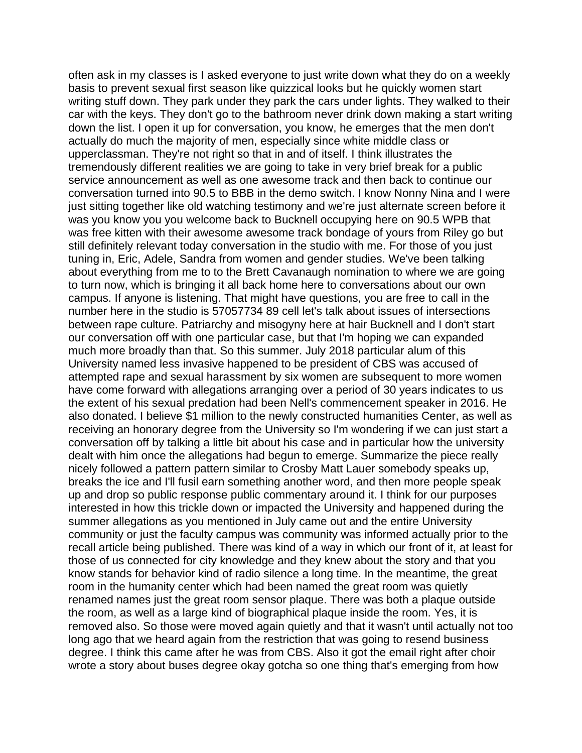often ask in my classes is I asked everyone to just write down what they do on a weekly basis to prevent sexual first season like quizzical looks but he quickly women start writing stuff down. They park under they park the cars under lights. They walked to their car with the keys. They don't go to the bathroom never drink down making a start writing down the list. I open it up for conversation, you know, he emerges that the men don't actually do much the majority of men, especially since white middle class or upperclassman. They're not right so that in and of itself. I think illustrates the tremendously different realities we are going to take in very brief break for a public service announcement as well as one awesome track and then back to continue our conversation turned into 90.5 to BBB in the demo switch. I know Nonny Nina and I were just sitting together like old watching testimony and we're just alternate screen before it was you know you you welcome back to Bucknell occupying here on 90.5 WPB that was free kitten with their awesome awesome track bondage of yours from Riley go but still definitely relevant today conversation in the studio with me. For those of you just tuning in, Eric, Adele, Sandra from women and gender studies. We've been talking about everything from me to to the Brett Cavanaugh nomination to where we are going to turn now, which is bringing it all back home here to conversations about our own campus. If anyone is listening. That might have questions, you are free to call in the number here in the studio is 57057734 89 cell let's talk about issues of intersections between rape culture. Patriarchy and misogyny here at hair Bucknell and I don't start our conversation off with one particular case, but that I'm hoping we can expanded much more broadly than that. So this summer. July 2018 particular alum of this University named less invasive happened to be president of CBS was accused of attempted rape and sexual harassment by six women are subsequent to more women have come forward with allegations arranging over a period of 30 years indicates to us the extent of his sexual predation had been Nell's commencement speaker in 2016. He also donated. I believe $1 million to the newly constructed humanities Center, as well as receiving an honorary degree from the University so I'm wondering if we can just start a conversation off by talking a little bit about his case and in particular how the university dealt with him once the allegations had begun to emerge. Summarize the piece really nicely followed a pattern pattern similar to Crosby Matt Lauer somebody speaks up, breaks the ice and I'll fusil earn something another word, and then more people speak up and drop so public response public commentary around it. I think for our purposes interested in how this trickle down or impacted the University and happened during the summer allegations as you mentioned in July came out and the entire University community or just the faculty campus was community was informed actually prior to the recall article being published. There was kind of a way in which our front of it, at least for those of us connected for city knowledge and they knew about the story and that you know stands for behavior kind of radio silence a long time. In the meantime, the great room in the humanity center which had been named the great room was quietly renamed names just the great room sensor plaque. There was both a plaque outside the room, as well as a large kind of biographical plaque inside the room. Yes, it is removed also. So those were moved again quietly and that it wasn't until actually not too long ago that we heard again from the restriction that was going to resend business degree. I think this came after he was from CBS. Also it got the email right after choir wrote a story about buses degree okay gotcha so one thing that's emerging from how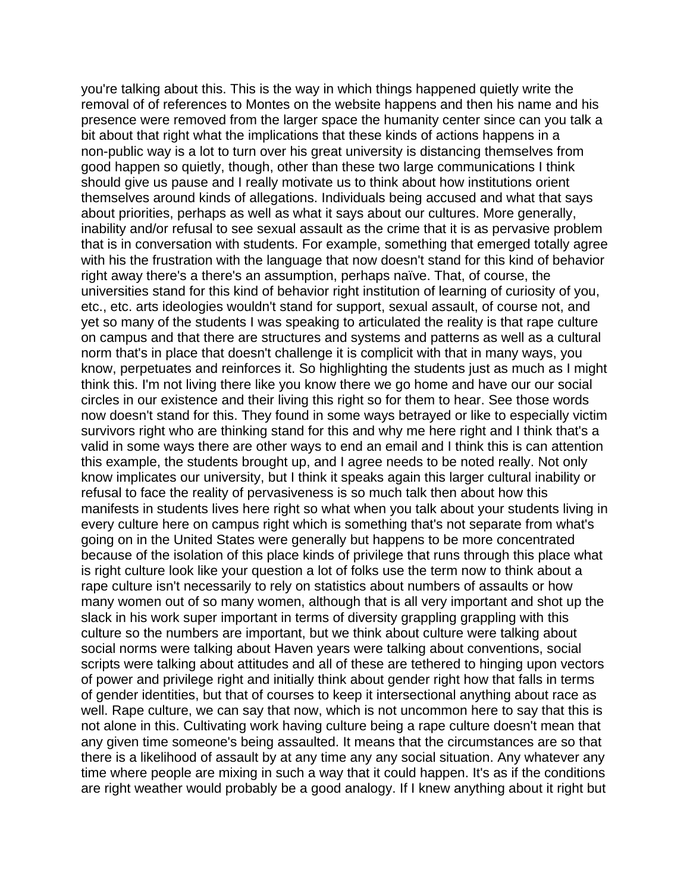you're talking about this. This is the way in which things happened quietly write the removal of of references to Montes on the website happens and then his name and his presence were removed from the larger space the humanity center since can you talk a bit about that right what the implications that these kinds of actions happens in a non-public way is a lot to turn over his great university is distancing themselves from good happen so quietly, though, other than these two large communications I think should give us pause and I really motivate us to think about how institutions orient themselves around kinds of allegations. Individuals being accused and what that says about priorities, perhaps as well as what it says about our cultures. More generally, inability and/or refusal to see sexual assault as the crime that it is as pervasive problem that is in conversation with students. For example, something that emerged totally agree with his the frustration with the language that now doesn't stand for this kind of behavior right away there's a there's an assumption, perhaps naïve. That, of course, the universities stand for this kind of behavior right institution of learning of curiosity of you, etc., etc. arts ideologies wouldn't stand for support, sexual assault, of course not, and yet so many of the students I was speaking to articulated the reality is that rape culture on campus and that there are structures and systems and patterns as well as a cultural norm that's in place that doesn't challenge it is complicit with that in many ways, you know, perpetuates and reinforces it. So highlighting the students just as much as I might think this. I'm not living there like you know there we go home and have our our social circles in our existence and their living this right so for them to hear. See those words now doesn't stand for this. They found in some ways betrayed or like to especially victim survivors right who are thinking stand for this and why me here right and I think that's a valid in some ways there are other ways to end an email and I think this is can attention this example, the students brought up, and I agree needs to be noted really. Not only know implicates our university, but I think it speaks again this larger cultural inability or refusal to face the reality of pervasiveness is so much talk then about how this manifests in students lives here right so what when you talk about your students living in every culture here on campus right which is something that's not separate from what's going on in the United States were generally but happens to be more concentrated because of the isolation of this place kinds of privilege that runs through this place what is right culture look like your question a lot of folks use the term now to think about a rape culture isn't necessarily to rely on statistics about numbers of assaults or how many women out of so many women, although that is all very important and shot up the slack in his work super important in terms of diversity grappling grappling with this culture so the numbers are important, but we think about culture were talking about social norms were talking about Haven years were talking about conventions, social scripts were talking about attitudes and all of these are tethered to hinging upon vectors of power and privilege right and initially think about gender right how that falls in terms of gender identities, but that of courses to keep it intersectional anything about race as well. Rape culture, we can say that now, which is not uncommon here to say that this is not alone in this. Cultivating work having culture being a rape culture doesn't mean that any given time someone's being assaulted. It means that the circumstances are so that there is a likelihood of assault by at any time any any social situation. Any whatever any time where people are mixing in such a way that it could happen. It's as if the conditions are right weather would probably be a good analogy. If I knew anything about it right but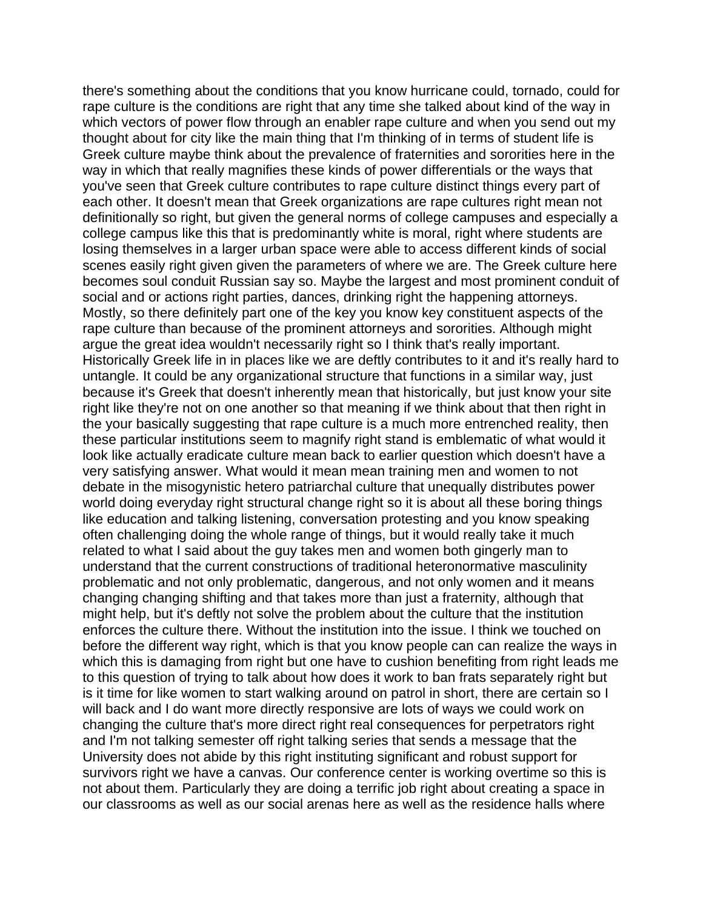there's something about the conditions that you know hurricane could, tornado, could for rape culture is the conditions are right that any time she talked about kind of the way in which vectors of power flow through an enabler rape culture and when you send out my thought about for city like the main thing that I'm thinking of in terms of student life is Greek culture maybe think about the prevalence of fraternities and sororities here in the way in which that really magnifies these kinds of power differentials or the ways that you've seen that Greek culture contributes to rape culture distinct things every part of each other. It doesn't mean that Greek organizations are rape cultures right mean not definitionally so right, but given the general norms of college campuses and especially a college campus like this that is predominantly white is moral, right where students are losing themselves in a larger urban space were able to access different kinds of social scenes easily right given given the parameters of where we are. The Greek culture here becomes soul conduit Russian say so. Maybe the largest and most prominent conduit of social and or actions right parties, dances, drinking right the happening attorneys. Mostly, so there definitely part one of the key you know key constituent aspects of the rape culture than because of the prominent attorneys and sororities. Although might argue the great idea wouldn't necessarily right so I think that's really important. Historically Greek life in in places like we are deftly contributes to it and it's really hard to untangle. It could be any organizational structure that functions in a similar way, just because it's Greek that doesn't inherently mean that historically, but just know your site right like they're not on one another so that meaning if we think about that then right in the your basically suggesting that rape culture is a much more entrenched reality, then these particular institutions seem to magnify right stand is emblematic of what would it look like actually eradicate culture mean back to earlier question which doesn't have a very satisfying answer. What would it mean mean training men and women to not debate in the misogynistic hetero patriarchal culture that unequally distributes power world doing everyday right structural change right so it is about all these boring things like education and talking listening, conversation protesting and you know speaking often challenging doing the whole range of things, but it would really take it much related to what I said about the guy takes men and women both gingerly man to understand that the current constructions of traditional heteronormative masculinity problematic and not only problematic, dangerous, and not only women and it means changing changing shifting and that takes more than just a fraternity, although that might help, but it's deftly not solve the problem about the culture that the institution enforces the culture there. Without the institution into the issue. I think we touched on before the different way right, which is that you know people can can realize the ways in which this is damaging from right but one have to cushion benefiting from right leads me to this question of trying to talk about how does it work to ban frats separately right but is it time for like women to start walking around on patrol in short, there are certain so I will back and I do want more directly responsive are lots of ways we could work on changing the culture that's more direct right real consequences for perpetrators right and I'm not talking semester off right talking series that sends a message that the University does not abide by this right instituting significant and robust support for survivors right we have a canvas. Our conference center is working overtime so this is not about them. Particularly they are doing a terrific job right about creating a space in our classrooms as well as our social arenas here as well as the residence halls where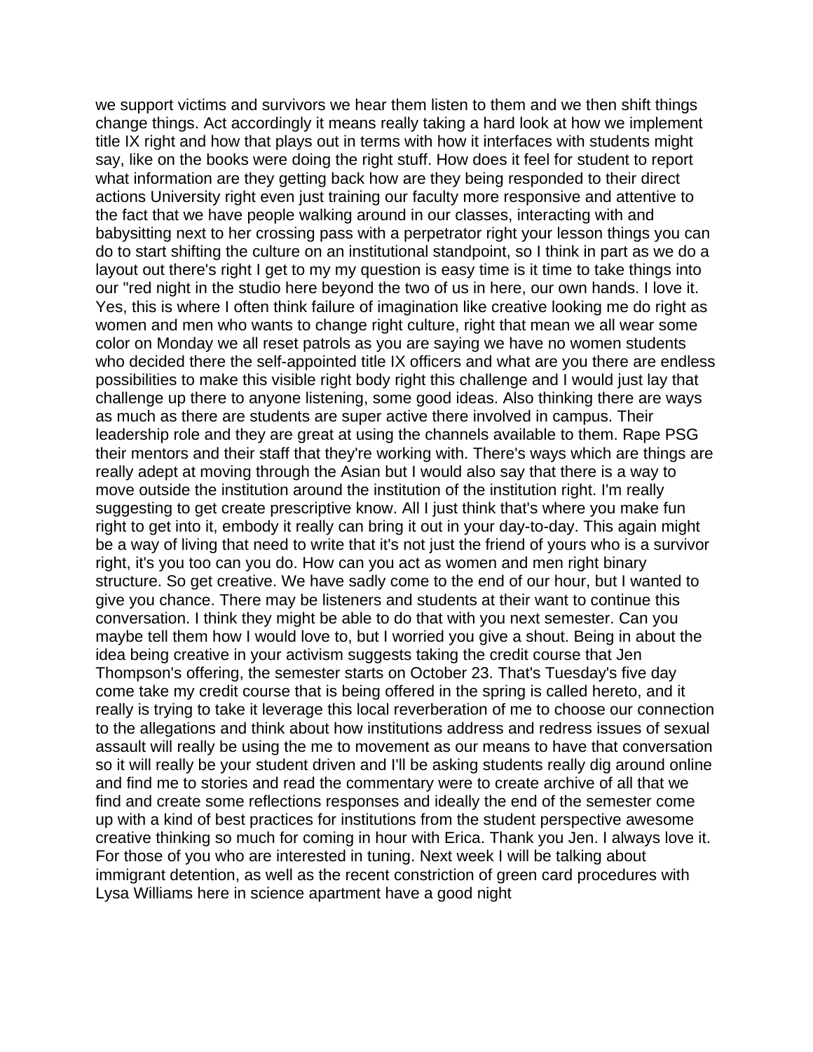we support victims and survivors we hear them listen to them and we then shift things change things. Act accordingly it means really taking a hard look at how we implement title IX right and how that plays out in terms with how it interfaces with students might say, like on the books were doing the right stuff. How does it feel for student to report what information are they getting back how are they being responded to their direct actions University right even just training our faculty more responsive and attentive to the fact that we have people walking around in our classes, interacting with and babysitting next to her crossing pass with a perpetrator right your lesson things you can do to start shifting the culture on an institutional standpoint, so I think in part as we do a layout out there's right I get to my my question is easy time is it time to take things into our "red night in the studio here beyond the two of us in here, our own hands. I love it. Yes, this is where I often think failure of imagination like creative looking me do right as women and men who wants to change right culture, right that mean we all wear some color on Monday we all reset patrols as you are saying we have no women students who decided there the self-appointed title IX officers and what are you there are endless possibilities to make this visible right body right this challenge and I would just lay that challenge up there to anyone listening, some good ideas. Also thinking there are ways as much as there are students are super active there involved in campus. Their leadership role and they are great at using the channels available to them. Rape PSG their mentors and their staff that they're working with. There's ways which are things are really adept at moving through the Asian but I would also say that there is a way to move outside the institution around the institution of the institution right. I'm really suggesting to get create prescriptive know. All I just think that's where you make fun right to get into it, embody it really can bring it out in your day-to-day. This again might be a way of living that need to write that it's not just the friend of yours who is a survivor right, it's you too can you do. How can you act as women and men right binary structure. So get creative. We have sadly come to the end of our hour, but I wanted to give you chance. There may be listeners and students at their want to continue this conversation. I think they might be able to do that with you next semester. Can you maybe tell them how I would love to, but I worried you give a shout. Being in about the idea being creative in your activism suggests taking the credit course that Jen Thompson's offering, the semester starts on October 23. That's Tuesday's five day come take my credit course that is being offered in the spring is called hereto, and it really is trying to take it leverage this local reverberation of me to choose our connection to the allegations and think about how institutions address and redress issues of sexual assault will really be using the me to movement as our means to have that conversation so it will really be your student driven and I'll be asking students really dig around online and find me to stories and read the commentary were to create archive of all that we find and create some reflections responses and ideally the end of the semester come up with a kind of best practices for institutions from the student perspective awesome creative thinking so much for coming in hour with Erica. Thank you Jen. I always love it. For those of you who are interested in tuning. Next week I will be talking about immigrant detention, as well as the recent constriction of green card procedures with Lysa Williams here in science apartment have a good night